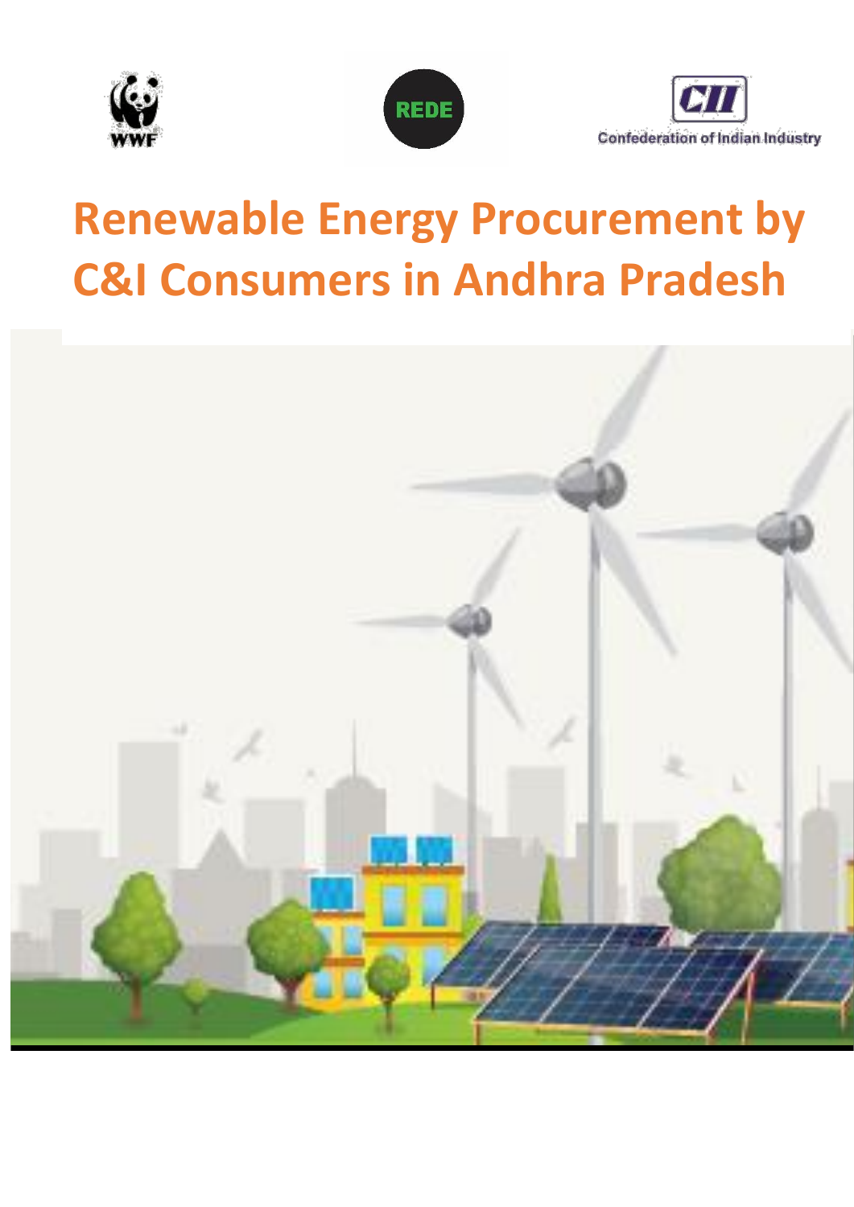WWF

REDE

CII Confederation of Indian Industry

# Renewable Energy Procurement by C&I Consumers in Andhra Pradesh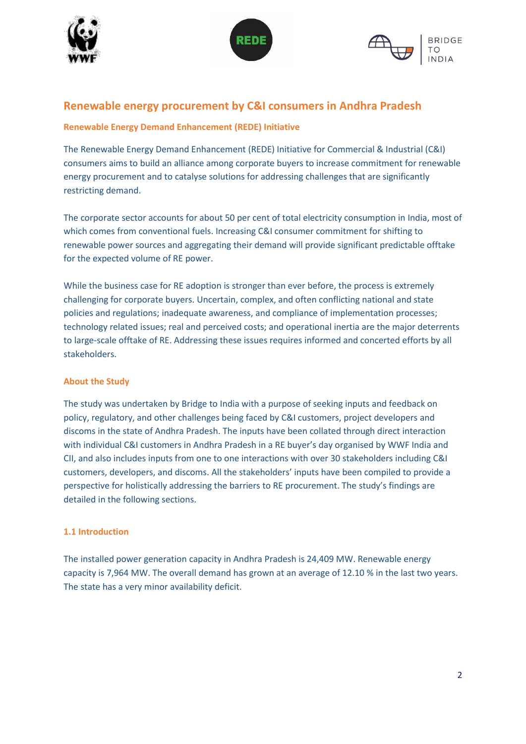# Renewable energy procurement by C&I consumers in Andhra Pradesh

## Renewable Energy Demand Enhancement (REDE) Initiative

The Renewable Energy Demand Enhancement (REDE) Initiative for Commercial & Industrial (C&I) consumers aims to build an alliance among corporate buyers to increase commitment for renewable energy procurement and to catalyse solutions for addressing challenges that are significantly restricting demand.

The corporate sector accounts for about 50 per cent of total electricity consumption in India, most of which comes from conventional fuels. Increasing C&I consumer commitment for shifting to renewable power sources and aggregating their demand will provide significant predictable offtake for the expected volume of RE power.

While the business case for RE adoption is stronger than ever before, the process is extremely challenging for corporate buyers. Uncertain, complex, and often conflicting national and state policies and regulations; inadequate awareness, and compliance of implementation processes; technology related issues; real and perceived costs; and operational inertia are the major deterrents to large-scale offtake of RE. Addressing these issues requires informed and concerted efforts by all stakeholders.

## About the Study

The study was undertaken by Bridge to India with a purpose of seeking inputs and feedback on policy, regulatory, and other challenges being faced by C&I customers, project developers and discoms in the state of Andhra Pradesh. The inputs have been collated through direct interaction with individual C&I customers in Andhra Pradesh in a RE buyer's day organised by WWF India and CII, and also includes inputs from one to one interactions with over 30 stakeholders including C&I customers, developers, and discoms. All the stakeholders' inputs have been compiled to provide a perspective for holistically addressing the barriers to RE procurement. The study's findings are detailed in the following sections.

### 1.1 Introduction

The installed power generation capacity in Andhra Pradesh is 24,409 MW. Renewable energy capacity is 7,964 MW. The overall demand has grown at an average of 12.10 % in the last two years. The state has a very minor availability deficit.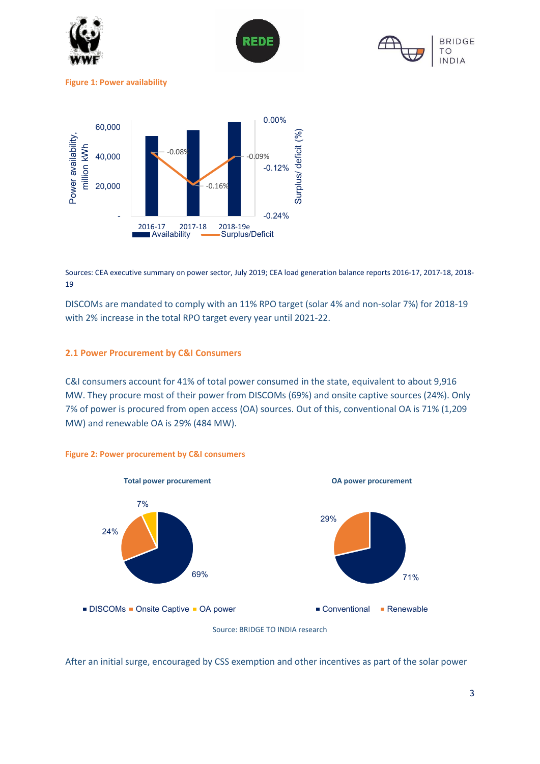**Figure 1: Power availability**

Sources: CEA executive summary on power sector, July 2019; CEA load generation balance reports 2016-17, 2017-18, 2018-19

DISCOMs are mandated to comply with an 11% RPO target (solar 4% and non-solar 7%) for 2018-19 with 2% increase in the total RPO target every year until 2021-22.

### 2.1 Power Procurement by C&I Consumers

C&I consumers account for 41% of total power consumed in the state, equivalent to about 9,916 MW. They procure most of their power from DISCOMs (69%) and onsite captive sources (24%). Only 7% of power is procured from open access (OA) sources. Out of this, conventional OA is 71% (1,209 MW) and renewable OA is 29% (484 MW).

**Figure 2: Power procurement by C&I consumers**

Source: BRIDGE TO INDIA research

After an initial surge, encouraged by CSS exemption and other incentives as part of the solar power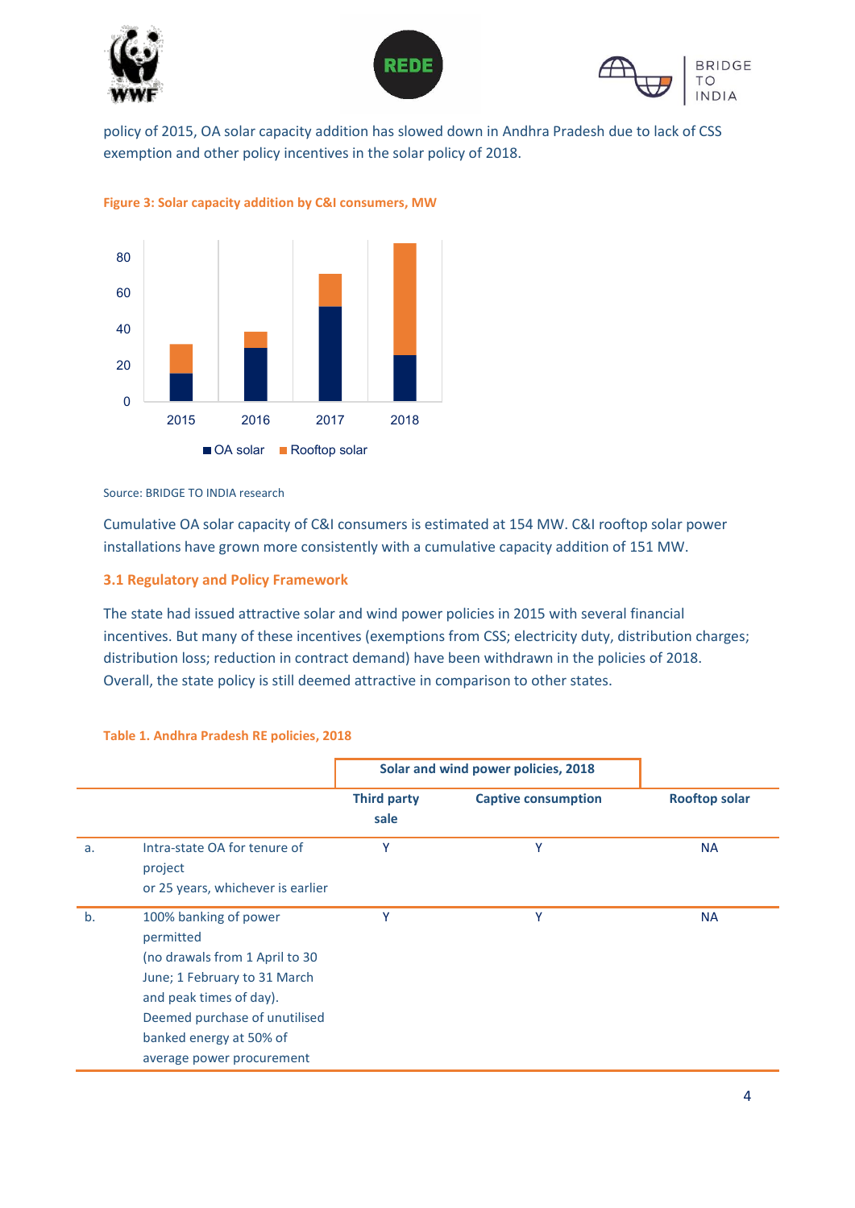policy of 2015, OA solar capacity addition has slowed down in Andhra Pradesh due to lack of CSS exemption and other policy incentives in the solar policy of 2018.

**Figure 3: Solar capacity addition by C&I consumers, MW**

Source: BRIDGE TO INDIA research

Cumulative OA solar capacity of C&I consumers is estimated at 154 MW. C&I rooftop solar power installations have grown more consistently with a cumulative capacity addition of 151 MW.

### 3.1 Regulatory and Policy Framework

The state had issued attractive solar and wind power policies in 2015 with several financial incentives. But many of these incentives (exemptions from CSS; electricity duty, distribution charges; distribution loss; reduction in contract demand) have been withdrawn in the policies of 2018. Overall, the state policy is still deemed attractive in comparison to other states.

**Table 1. Andhra Pradesh RE policies, 2018**

| | | Solar and wind power policies, 2018 | | |
|---|---|---|---|---|
| | | **Third party sale** | **Captive consumption** | **Rooftop solar** |
| a. | Intra-state OA for tenure of project or 25 years, whichever is earlier | Y | Y | NA |
| b. | 100% banking of power permitted (no drawals from 1 April to 30 June; 1 February to 31 March and peak times of day). Deemed purchase of unutilised banked energy at 50% of average power procurement | Y | Y | NA |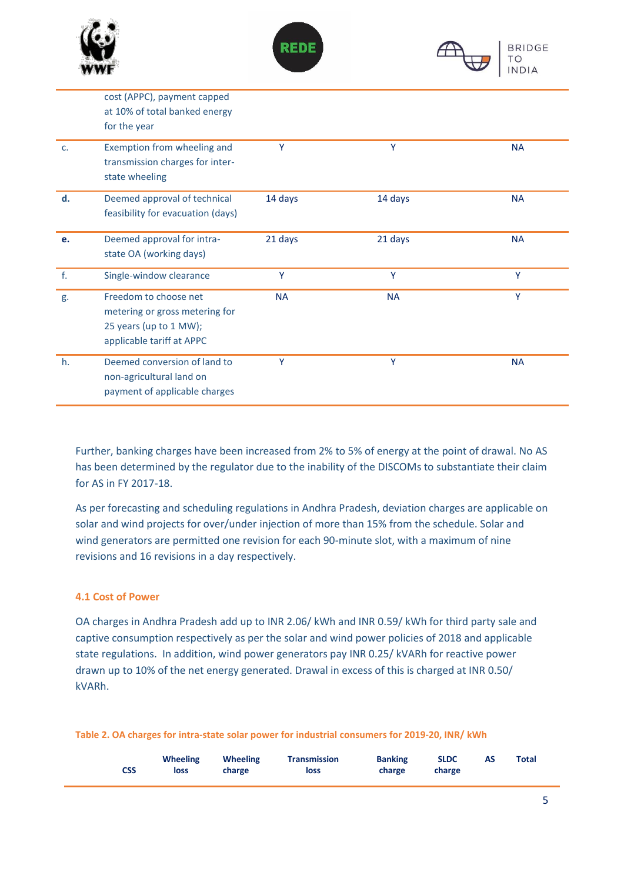| | | | | |
|---|---|---|---|---|
| | cost (APPC), payment capped at 10% of total banked energy for the year | | | |
| c. | Exemption from wheeling and transmission charges for inter-state wheeling | Y | Y | NA |
| **d.** | Deemed approval of technical feasibility for evacuation (days) | 14 days | 14 days | NA |
| **e.** | Deemed approval for intra-state OA (working days) | 21 days | 21 days | NA |
| f. | Single-window clearance | Y | Y | Y |
| g. | Freedom to choose net metering or gross metering for 25 years (up to 1 MW); applicable tariff at APPC | NA | NA | Y |
| h. | Deemed conversion of land to non-agricultural land on payment of applicable charges | Y | Y | NA |

Further, banking charges have been increased from 2% to 5% of energy at the point of drawal. No AS has been determined by the regulator due to the inability of the DISCOMs to substantiate their claim for AS in FY 2017-18.

As per forecasting and scheduling regulations in Andhra Pradesh, deviation charges are applicable on solar and wind projects for over/under injection of more than 15% from the schedule. Solar and wind generators are permitted one revision for each 90-minute slot, with a maximum of nine revisions and 16 revisions in a day respectively.

## 4.1 Cost of Power

OA charges in Andhra Pradesh add up to INR 2.06/ kWh and INR 0.59/ kWh for third party sale and captive consumption respectively as per the solar and wind power policies of 2018 and applicable state regulations. In addition, wind power generators pay INR 0.25/ kVARh for reactive power drawn up to 10% of the net energy generated. Drawal in excess of this is charged at INR 0.50/ kVARh.

**Table 2. OA charges for intra-state solar power for industrial consumers for 2019-20, INR/ kWh**

| CSS | Wheeling loss | Wheeling charge | Transmission loss | Banking charge | SLDC charge | AS | Total |
|---|---|---|---|---|---|---|---|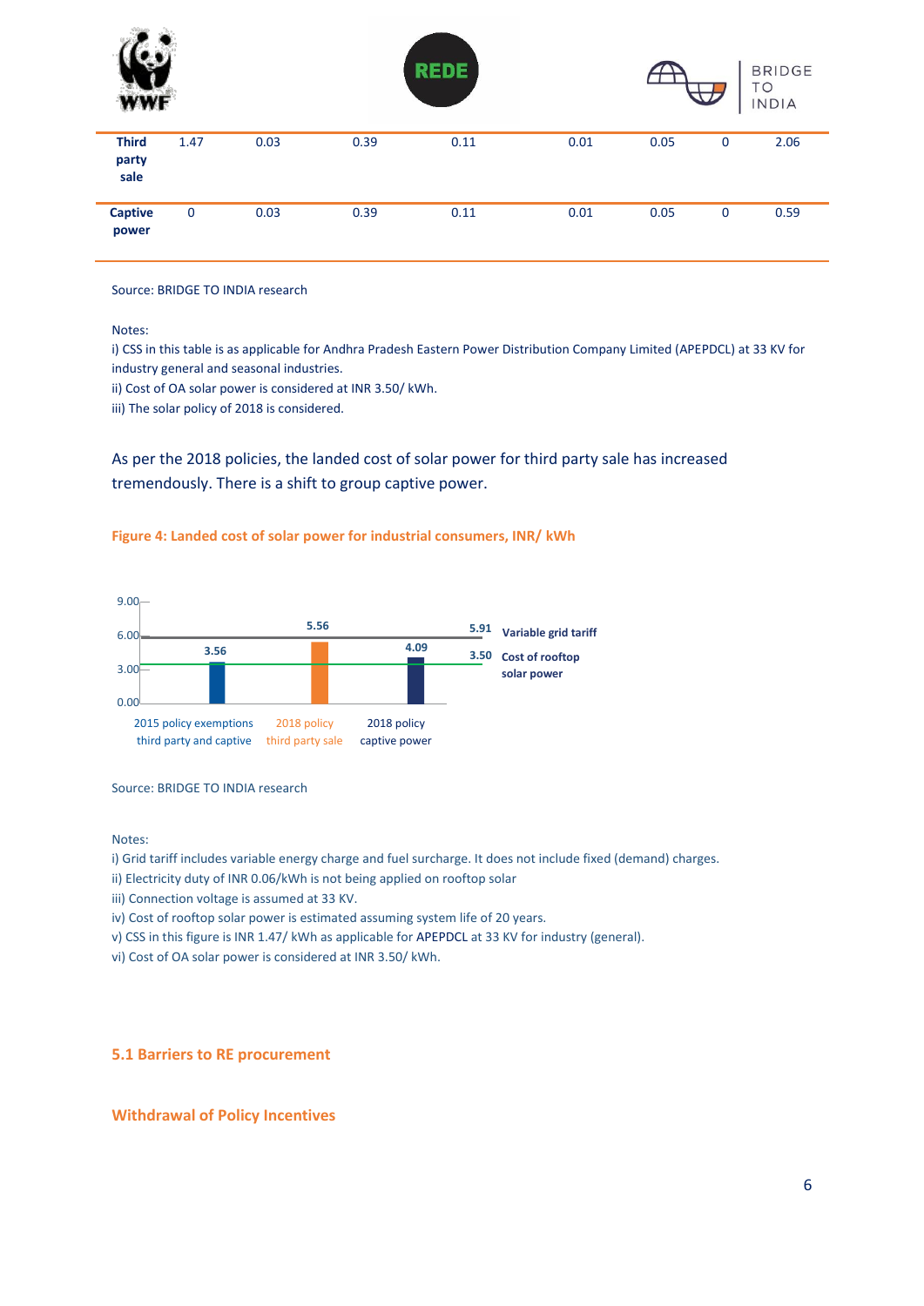| | | | | | | | | |
|---|---|---|---|---|---|---|---|---|
| **Third party sale** | 1.47 | 0.03 | 0.39 | 0.11 | 0.01 | 0.05 | 0 | 2.06 |
| **Captive power** | 0 | 0.03 | 0.39 | 0.11 | 0.01 | 0.05 | 0 | 0.59 |

Source: BRIDGE TO INDIA research

Notes:
i) CSS in this table is as applicable for Andhra Pradesh Eastern Power Distribution Company Limited (APEPDCL) at 33 KV for industry general and seasonal industries.
ii) Cost of OA solar power is considered at INR 3.50/ kWh.
iii) The solar policy of 2018 is considered.

As per the 2018 policies, the landed cost of solar power for third party sale has increased tremendously. There is a shift to group captive power.

**Figure 4: Landed cost of solar power for industrial consumers, INR/ kWh**

| Category | Landed cost (INR/ kWh) |
|---|---|
| 2015 policy exemptions third party and captive | 3.56 |
| 2018 policy third party sale | 5.56 |
| 2018 policy captive power | 4.09 |
| Variable grid tariff | 5.91 |
| Cost of rooftop solar power | 3.50 |

Source: BRIDGE TO INDIA research

Notes:
i) Grid tariff includes variable energy charge and fuel surcharge. It does not include fixed (demand) charges.
ii) Electricity duty of INR 0.06/kWh is not being applied on rooftop solar
iii) Connection voltage is assumed at 33 KV.
iv) Cost of rooftop solar power is estimated assuming system life of 20 years.
v) CSS in this figure is INR 1.47/ kWh as applicable for APEPDCL at 33 KV for industry (general).
vi) Cost of OA solar power is considered at INR 3.50/ kWh.

### 5.1 Barriers to RE procurement

#### Withdrawal of Policy Incentives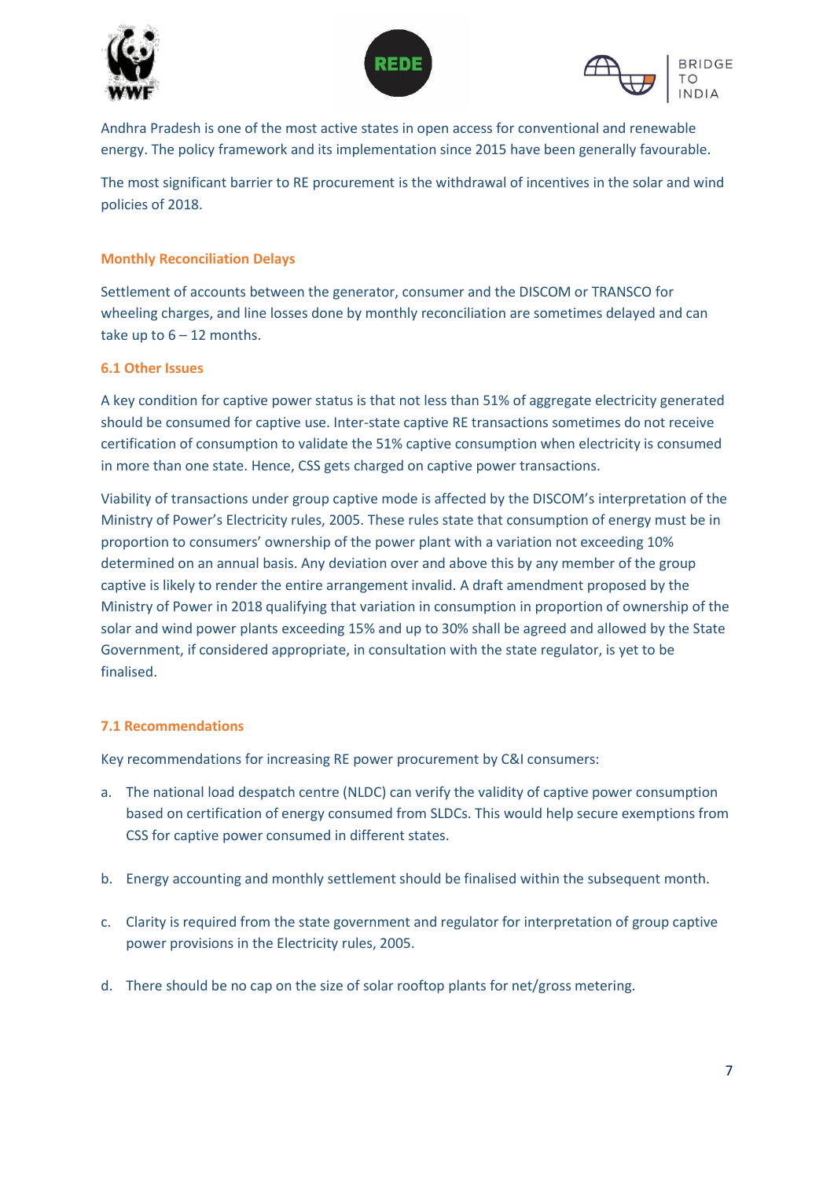Andhra Pradesh is one of the most active states in open access for conventional and renewable energy. The policy framework and its implementation since 2015 have been generally favourable.

The most significant barrier to RE procurement is the withdrawal of incentives in the solar and wind policies of 2018.

### Monthly Reconciliation Delays

Settlement of accounts between the generator, consumer and the DISCOM or TRANSCO for wheeling charges, and line losses done by monthly reconciliation are sometimes delayed and can take up to 6 – 12 months.

### 6.1 Other Issues

A key condition for captive power status is that not less than 51% of aggregate electricity generated should be consumed for captive use. Inter-state captive RE transactions sometimes do not receive certification of consumption to validate the 51% captive consumption when electricity is consumed in more than one state. Hence, CSS gets charged on captive power transactions.

Viability of transactions under group captive mode is affected by the DISCOM's interpretation of the Ministry of Power's Electricity rules, 2005. These rules state that consumption of energy must be in proportion to consumers' ownership of the power plant with a variation not exceeding 10% determined on an annual basis. Any deviation over and above this by any member of the group captive is likely to render the entire arrangement invalid. A draft amendment proposed by the Ministry of Power in 2018 qualifying that variation in consumption in proportion of ownership of the solar and wind power plants exceeding 15% and up to 30% shall be agreed and allowed by the State Government, if considered appropriate, in consultation with the state regulator, is yet to be finalised.

### 7.1 Recommendations

Key recommendations for increasing RE power procurement by C&I consumers:

a. The national load despatch centre (NLDC) can verify the validity of captive power consumption based on certification of energy consumed from SLDCs. This would help secure exemptions from CSS for captive power consumed in different states.

b. Energy accounting and monthly settlement should be finalised within the subsequent month.

c. Clarity is required from the state government and regulator for interpretation of group captive power provisions in the Electricity rules, 2005.

d. There should be no cap on the size of solar rooftop plants for net/gross metering.